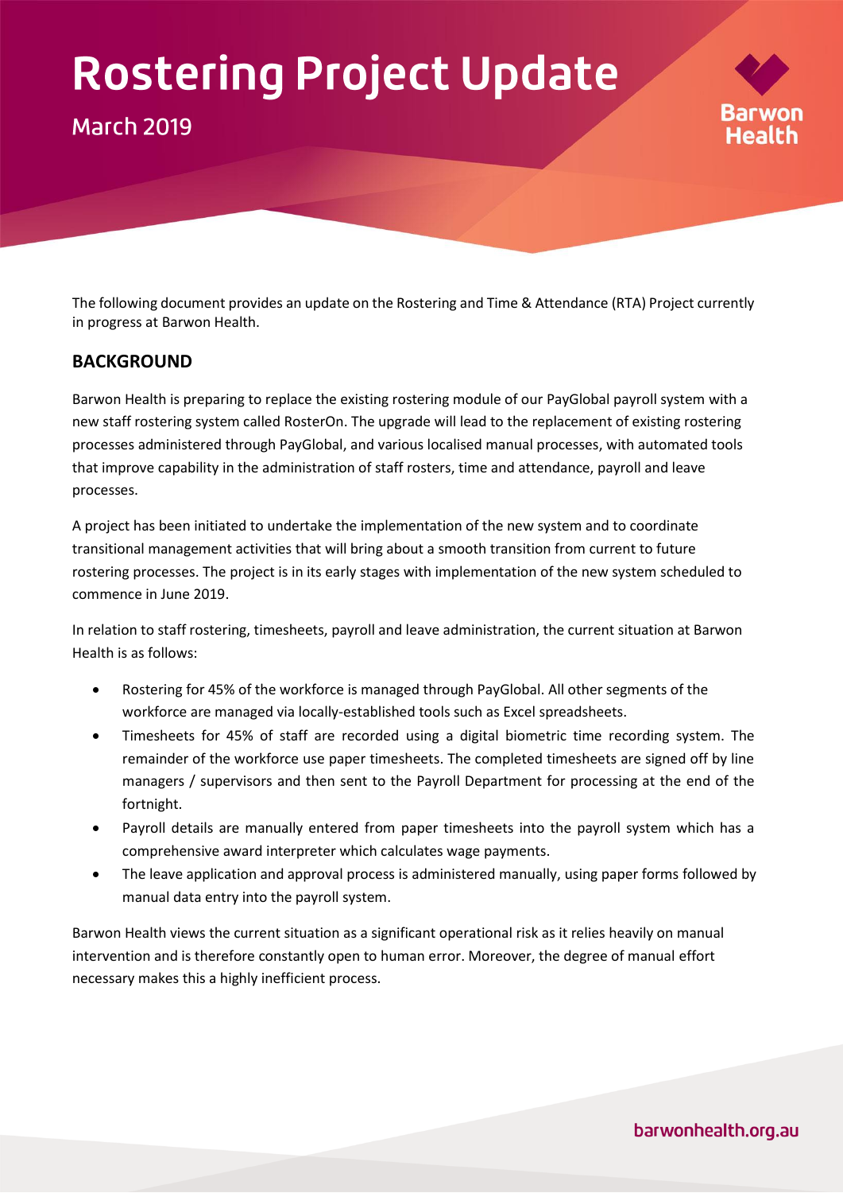# Rostering Project Update

March 2019

The following document provides an update on the Rostering and Time & Attendance (RTA) Project currently in progress at Barwon Health.

## BACKGROUND

Barwon Health is preparing to replace the existing rostering module of our PayGlobal payroll system with a new staff rostering system called RosterOn. The upgrade will lead to the replacement of existing rostering processes administered through PayGlobal, and various localised manual processes, with automated tools that improve capability in the administration of staff rosters, time and attendance, payroll and leave processes.

A project has been initiated to undertake the implementation of the new system and to coordinate transitional management activities that will bring about a smooth transition from current to future rostering processes. The project is in its early stages with implementation of the new system scheduled to commence in June 2019.

In relation to staff rostering, timesheets, payroll and leave administration, the current situation at Barwon Health is as follows:

- Rostering for 45% of the workforce is managed through PayGlobal. All other segments of the workforce are managed via locally-established tools such as Excel spreadsheets.
- Timesheets for 45% of staff are recorded using a digital biometric time recording system. The remainder of the workforce use paper timesheets. The completed timesheets are signed off by line managers / supervisors and then sent to the Payroll Department for processing at the end of the fortnight.
- Payroll details are manually entered from paper timesheets into the payroll system which has a comprehensive award interpreter which calculates wage payments.
- The leave application and approval process is administered manually, using paper forms followed by manual data entry into the payroll system.

Barwon Health views the current situation as a significant operational risk as it relies heavily on manual intervention and is therefore constantly open to human error. Moreover, the degree of manual effort necessary makes this a highly inefficient process.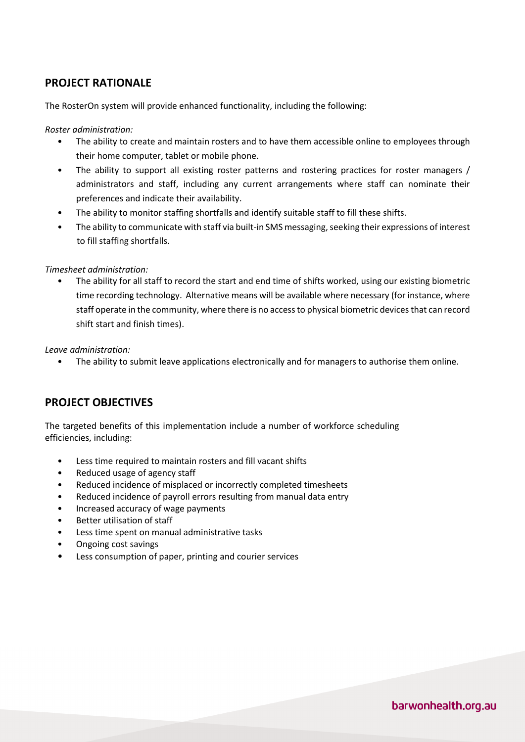## PROJECT RATIONALE

The RosterOn system will provide enhanced functionality, including the following:

*Roster administration:*

- The ability to create and maintain rosters and to have them accessible online to employees through their home computer, tablet or mobile phone.
- The ability to support all existing roster patterns and rostering practices for roster managers / administrators and staff, including any current arrangements where staff can nominate their preferences and indicate their availability.
- The ability to monitor staffing shortfalls and identify suitable staff to fill these shifts.
- The ability to communicate with staff via built-in SMS messaging, seeking their expressions of interest to fill staffing shortfalls.

*Timesheet administration:*

- The ability for all staff to record the start and end time of shifts worked, using our existing biometric time recording technology. Alternative means will be available where necessary (for instance, where staff operate in the community, where there is no access to physical biometric devices that can record shift start and finish times).

*Leave administration:*

- The ability to submit leave applications electronically and for managers to authorise them online.

## PROJECT OBJECTIVES

The targeted benefits of this implementation include a number of workforce scheduling efficiencies, including:

- Less time required to maintain rosters and fill vacant shifts
- Reduced usage of agency staff
- Reduced incidence of misplaced or incorrectly completed timesheets
- Reduced incidence of payroll errors resulting from manual data entry
- Increased accuracy of wage payments
- Better utilisation of staff
- Less time spent on manual administrative tasks
- Ongoing cost savings
- Less consumption of paper, printing and courier services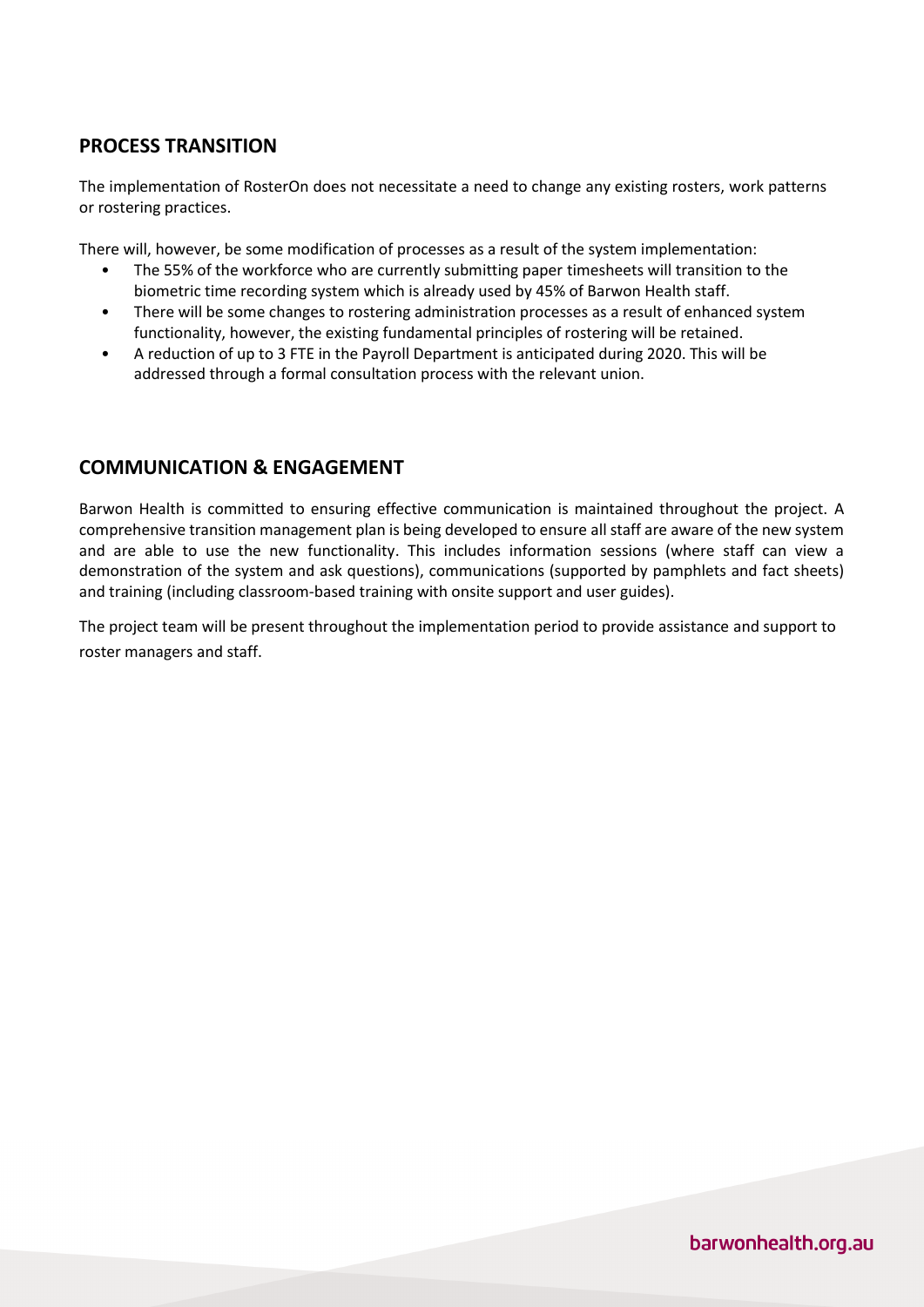## PROCESS TRANSITION

The implementation of RosterOn does not necessitate a need to change any existing rosters, work patterns or rostering practices.

There will, however, be some modification of processes as a result of the system implementation:

- The 55% of the workforce who are currently submitting paper timesheets will transition to the biometric time recording system which is already used by 45% of Barwon Health staff.
- There will be some changes to rostering administration processes as a result of enhanced system functionality, however, the existing fundamental principles of rostering will be retained.
- A reduction of up to 3 FTE in the Payroll Department is anticipated during 2020. This will be addressed through a formal consultation process with the relevant union.

## COMMUNICATION & ENGAGEMENT

Barwon Health is committed to ensuring effective communication is maintained throughout the project. A comprehensive transition management plan is being developed to ensure all staff are aware of the new system and are able to use the new functionality. This includes information sessions (where staff can view a demonstration of the system and ask questions), communications (supported by pamphlets and fact sheets) and training (including classroom-based training with onsite support and user guides).

The project team will be present throughout the implementation period to provide assistance and support to roster managers and staff.